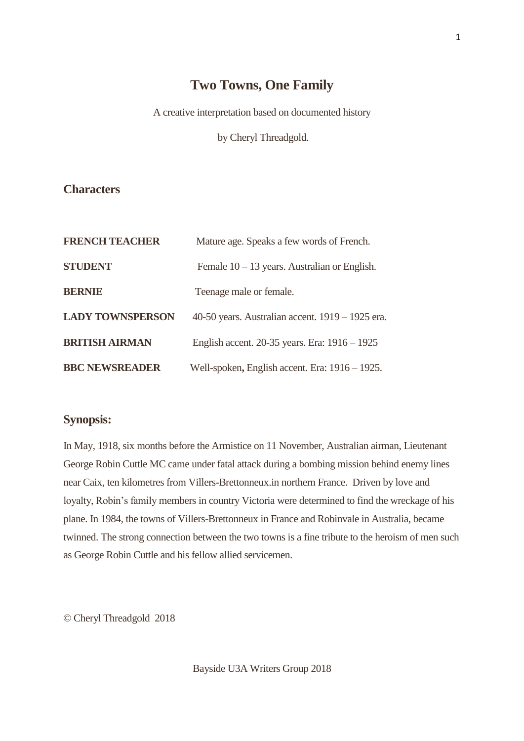# Two Towns, One Family

A creative interpretation based on documented history

by Cheryl Threadgold.

## Characters

| | |
|---|---|
| **FRENCH TEACHER** | Mature age. Speaks a few words of French. |
| **STUDENT** | Female 10 – 13 years. Australian or English. |
| **BERNIE** | Teenage male or female. |
| **LADY TOWNSPERSON** | 40-50 years. Australian accent. 1919 – 1925 era. |
| **BRITISH AIRMAN** | English accent. 20-35 years. Era: 1916 – 1925 |
| **BBC NEWSREADER** | Well-spoken**,** English accent. Era: 1916 – 1925. |

## Synopsis:

In May, 1918, six months before the Armistice on 11 November, Australian airman, Lieutenant George Robin Cuttle MC came under fatal attack during a bombing mission behind enemy lines near Caix, ten kilometres from Villers-Brettonneux.in northern France. Driven by love and loyalty, Robin's family members in country Victoria were determined to find the wreckage of his plane. In 1984, the towns of Villers-Brettonneux in France and Robinvale in Australia, became twinned. The strong connection between the two towns is a fine tribute to the heroism of men such as George Robin Cuttle and his fellow allied servicemen.

© Cheryl Threadgold 2018

Bayside U3A Writers Group 2018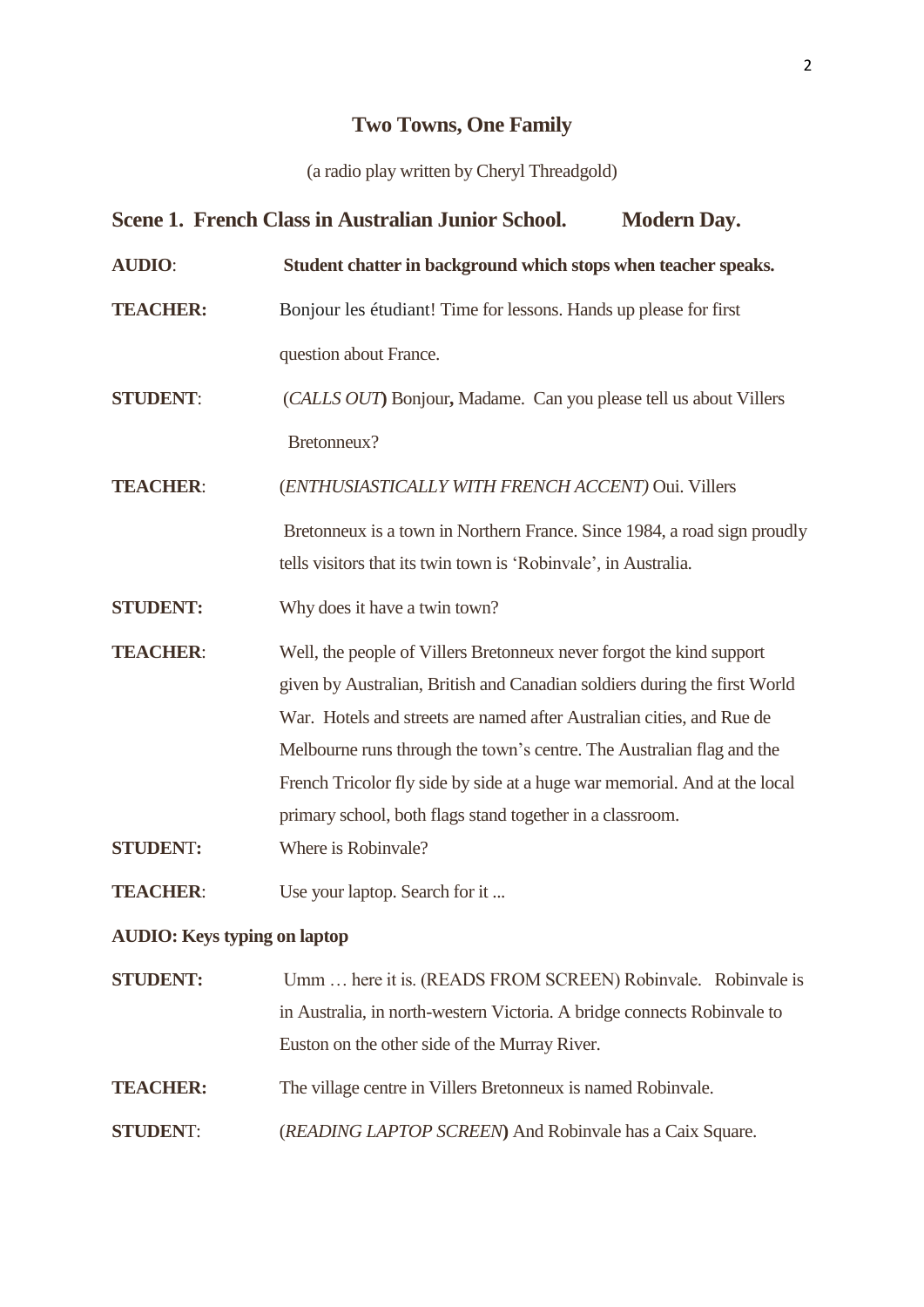# Two Towns, One Family

(a radio play written by Cheryl Threadgold)

## Scene 1. French Class in Australian Junior School. Modern Day.

**AUDIO**: **Student chatter in background which stops when teacher speaks.**

**TEACHER:** Bonjour les étudiant! Time for lessons. Hands up please for first question about France.

**STUDENT**: (*CALLS OUT*) Bonjour, Madame. Can you please tell us about Villers Bretonneux?

**TEACHER**: (*ENTHUSIASTICALLY WITH FRENCH ACCENT)* Oui. Villers Bretonneux is a town in Northern France. Since 1984, a road sign proudly tells visitors that its twin town is 'Robinvale', in Australia.

**STUDENT:** Why does it have a twin town?

**TEACHER**: Well, the people of Villers Bretonneux never forgot the kind support given by Australian, British and Canadian soldiers during the first World War. Hotels and streets are named after Australian cities, and Rue de Melbourne runs through the town's centre. The Australian flag and the French Tricolor fly side by side at a huge war memorial. And at the local primary school, both flags stand together in a classroom.

**STUDENT:** Where is Robinvale?

**TEACHER**: Use your laptop. Search for it ...

**AUDIO: Keys typing on laptop**

**STUDENT:** Umm … here it is. (READS FROM SCREEN) Robinvale. Robinvale is in Australia, in north-western Victoria. A bridge connects Robinvale to Euston on the other side of the Murray River.

**TEACHER:** The village centre in Villers Bretonneux is named Robinvale.

**STUDENT**: (*READING LAPTOP SCREEN*) And Robinvale has a Caix Square.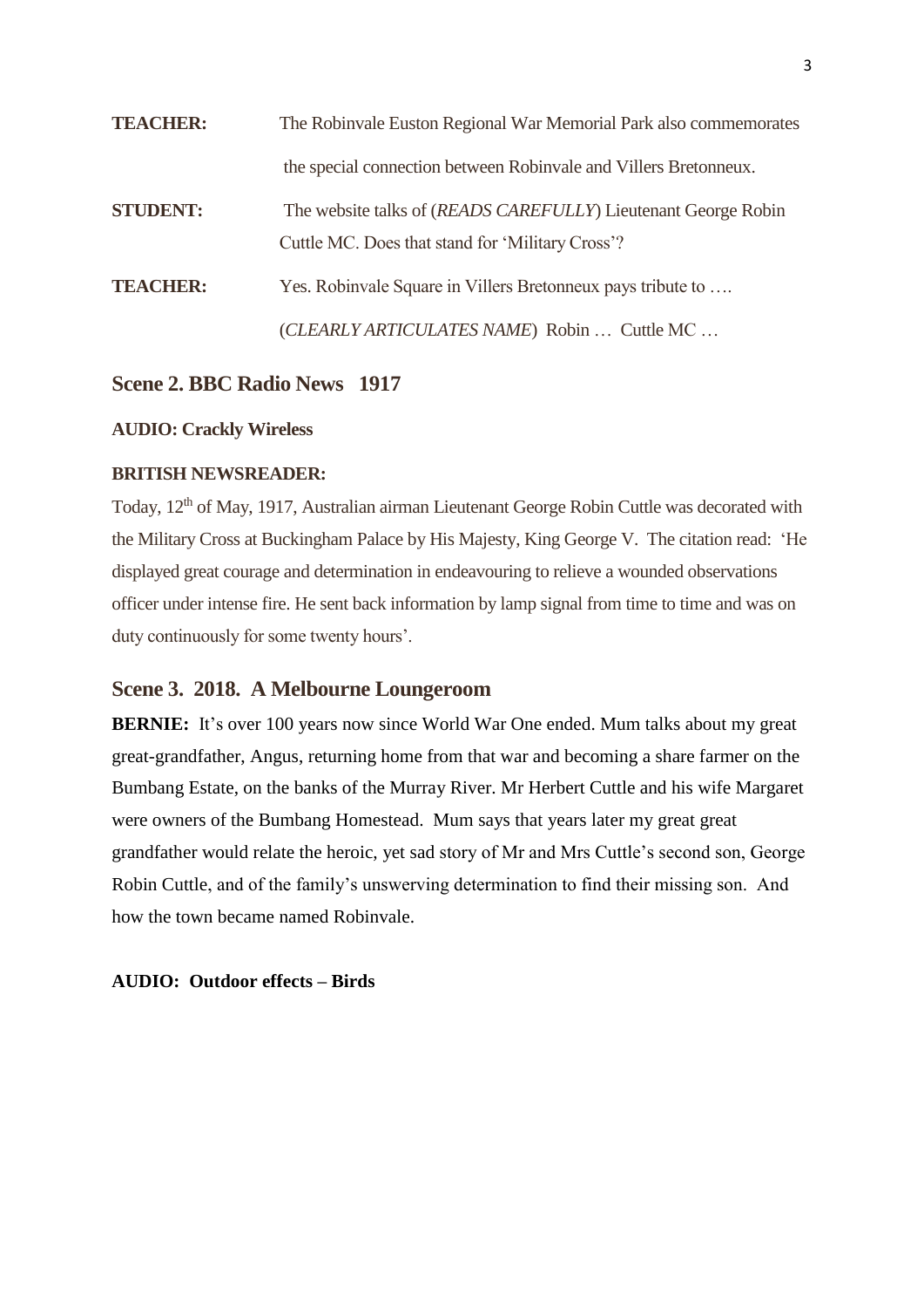**TEACHER:** The Robinvale Euston Regional War Memorial Park also commemorates the special connection between Robinvale and Villers Bretonneux.

**STUDENT:** The website talks of (*READS CAREFULLY*) Lieutenant George Robin Cuttle MC. Does that stand for 'Military Cross'?

**TEACHER:** Yes. Robinvale Square in Villers Bretonneux pays tribute to ….
(*CLEARLY ARTICULATES NAME*) Robin … Cuttle MC …

## Scene 2. BBC Radio News 1917

**AUDIO: Crackly Wireless**

**BRITISH NEWSREADER:**

Today, 12th of May, 1917, Australian airman Lieutenant George Robin Cuttle was decorated with the Military Cross at Buckingham Palace by His Majesty, King George V. The citation read: 'He displayed great courage and determination in endeavouring to relieve a wounded observations officer under intense fire. He sent back information by lamp signal from time to time and was on duty continuously for some twenty hours'.

## Scene 3. 2018. A Melbourne Loungeroom

**BERNIE:** It's over 100 years now since World War One ended. Mum talks about my great great-grandfather, Angus, returning home from that war and becoming a share farmer on the Bumbang Estate, on the banks of the Murray River. Mr Herbert Cuttle and his wife Margaret were owners of the Bumbang Homestead. Mum says that years later my great great grandfather would relate the heroic, yet sad story of Mr and Mrs Cuttle's second son, George Robin Cuttle, and of the family's unswerving determination to find their missing son. And how the town became named Robinvale.

**AUDIO: Outdoor effects – Birds**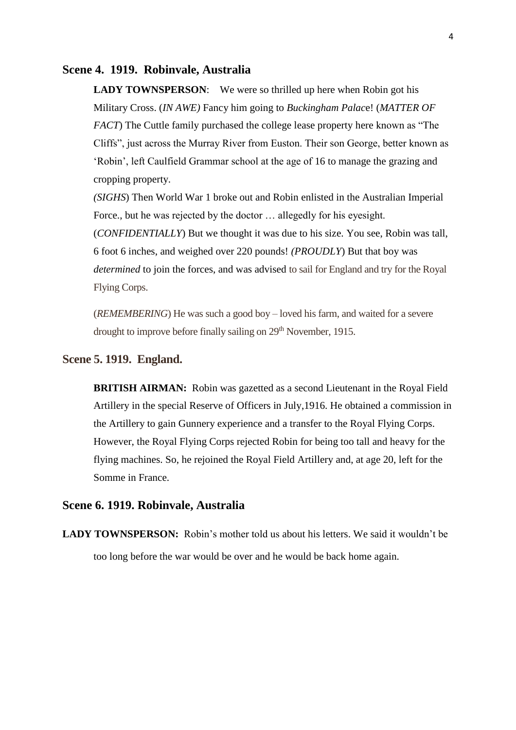## Scene 4. 1919. Robinvale, Australia

**LADY TOWNSPERSON**: We were so thrilled up here when Robin got his Military Cross. (*IN AWE)* Fancy him going to *Buckingham Palac*e! (*MATTER OF FACT*) The Cuttle family purchased the college lease property here known as “The Cliffs”, just across the Murray River from Euston. Their son George, better known as ‘Robin’, left Caulfield Grammar school at the age of 16 to manage the grazing and cropping property.

*(SIGHS*) Then World War 1 broke out and Robin enlisted in the Australian Imperial Force., but he was rejected by the doctor … allegedly for his eyesight. (*CONFIDENTIALLY*) But we thought it was due to his size. You see, Robin was tall, 6 foot 6 inches, and weighed over 220 pounds! *(PROUDLY*) But that boy was *determined* to join the forces, and was advised to sail for England and try for the Royal Flying Corps.

(*REMEMBERING*) He was such a good boy – loved his farm, and waited for a severe drought to improve before finally sailing on 29th November, 1915.

## Scene 5. 1919. England.

**BRITISH AIRMAN:** Robin was gazetted as a second Lieutenant in the Royal Field Artillery in the special Reserve of Officers in July,1916. He obtained a commission in the Artillery to gain Gunnery experience and a transfer to the Royal Flying Corps. However, the Royal Flying Corps rejected Robin for being too tall and heavy for the flying machines. So, he rejoined the Royal Field Artillery and, at age 20, left for the Somme in France.

## Scene 6. 1919. Robinvale, Australia

**LADY TOWNSPERSON:** Robin’s mother told us about his letters. We said it wouldn’t be too long before the war would be over and he would be back home again.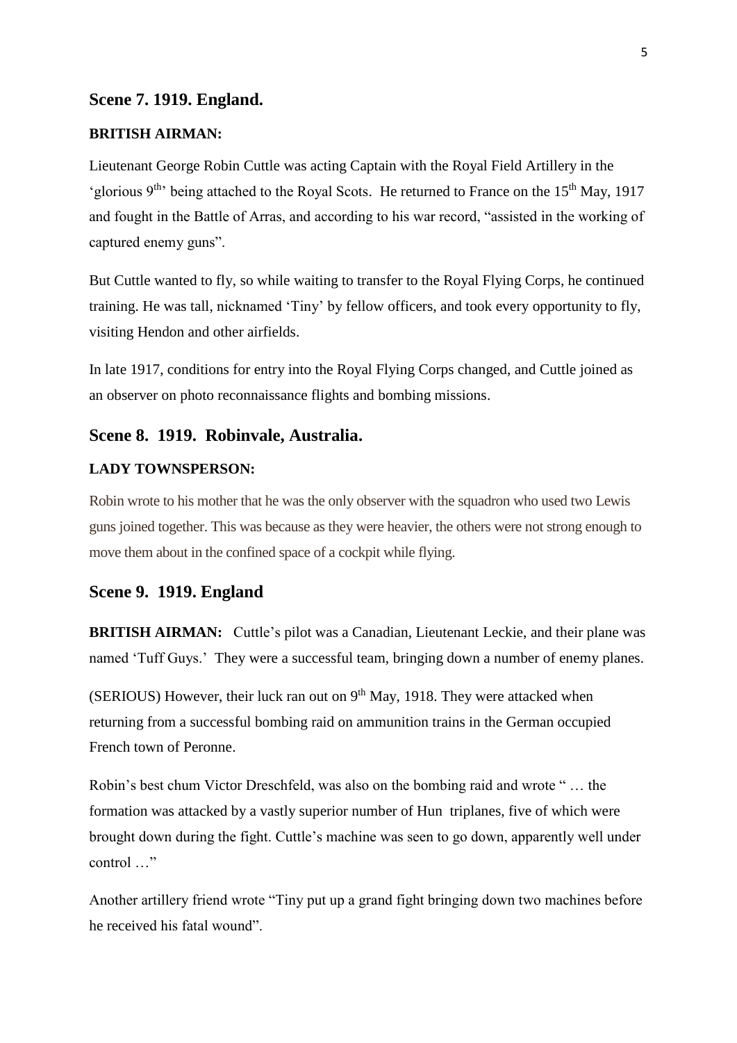## Scene 7. 1919. England.

**BRITISH AIRMAN:**

Lieutenant George Robin Cuttle was acting Captain with the Royal Field Artillery in the 'glorious 9th' being attached to the Royal Scots. He returned to France on the 15th May, 1917 and fought in the Battle of Arras, and according to his war record, "assisted in the working of captured enemy guns".

But Cuttle wanted to fly, so while waiting to transfer to the Royal Flying Corps, he continued training. He was tall, nicknamed 'Tiny' by fellow officers, and took every opportunity to fly, visiting Hendon and other airfields.

In late 1917, conditions for entry into the Royal Flying Corps changed, and Cuttle joined as an observer on photo reconnaissance flights and bombing missions.

## Scene 8. 1919. Robinvale, Australia.

**LADY TOWNSPERSON:**

Robin wrote to his mother that he was the only observer with the squadron who used two Lewis guns joined together. This was because as they were heavier, the others were not strong enough to move them about in the confined space of a cockpit while flying.

## Scene 9. 1919. England

**BRITISH AIRMAN:** Cuttle's pilot was a Canadian, Lieutenant Leckie, and their plane was named 'Tuff Guys.' They were a successful team, bringing down a number of enemy planes.

(SERIOUS) However, their luck ran out on 9th May, 1918. They were attacked when returning from a successful bombing raid on ammunition trains in the German occupied French town of Peronne.

Robin's best chum Victor Dreschfeld, was also on the bombing raid and wrote " … the formation was attacked by a vastly superior number of Hun triplanes, five of which were brought down during the fight. Cuttle's machine was seen to go down, apparently well under control …"

Another artillery friend wrote "Tiny put up a grand fight bringing down two machines before he received his fatal wound".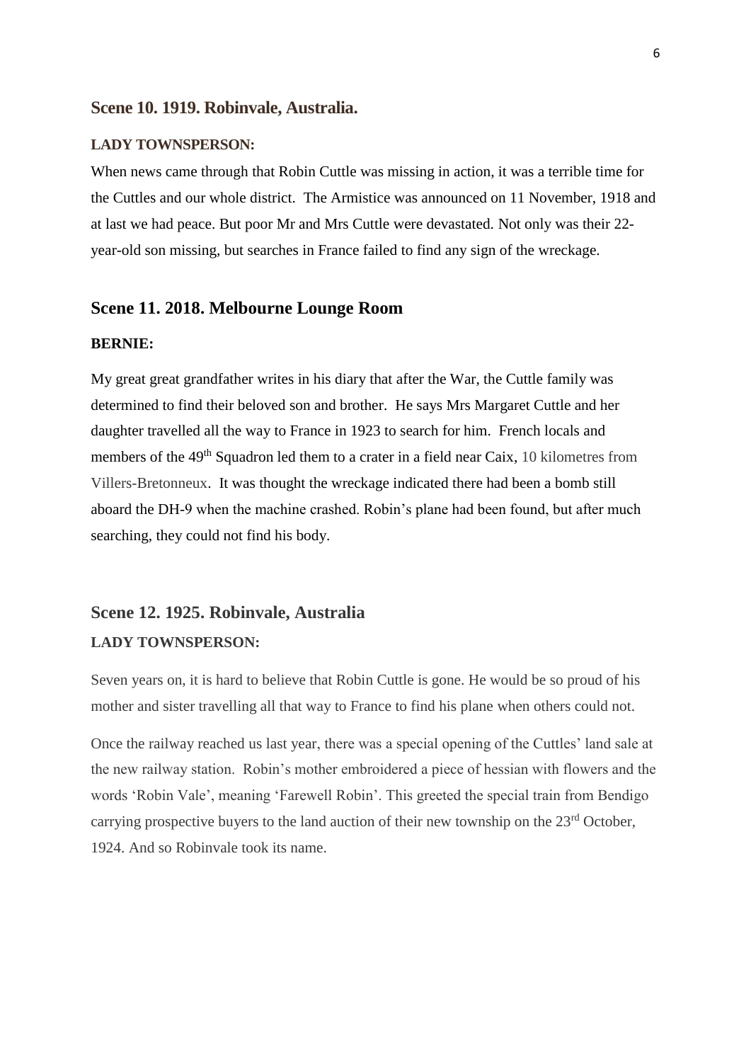## Scene 10. 1919. Robinvale, Australia.

**LADY TOWNSPERSON:**

When news came through that Robin Cuttle was missing in action, it was a terrible time for the Cuttles and our whole district. The Armistice was announced on 11 November, 1918 and at last we had peace. But poor Mr and Mrs Cuttle were devastated. Not only was their 22-year-old son missing, but searches in France failed to find any sign of the wreckage.

## Scene 11. 2018. Melbourne Lounge Room

**BERNIE:**

My great great grandfather writes in his diary that after the War, the Cuttle family was determined to find their beloved son and brother. He says Mrs Margaret Cuttle and her daughter travelled all the way to France in 1923 to search for him. French locals and members of the 49th Squadron led them to a crater in a field near Caix, 10 kilometres from Villers-Bretonneux. It was thought the wreckage indicated there had been a bomb still aboard the DH-9 when the machine crashed. Robin's plane had been found, but after much searching, they could not find his body.

## Scene 12. 1925. Robinvale, Australia

**LADY TOWNSPERSON:**

Seven years on, it is hard to believe that Robin Cuttle is gone. He would be so proud of his mother and sister travelling all that way to France to find his plane when others could not.

Once the railway reached us last year, there was a special opening of the Cuttles' land sale at the new railway station. Robin's mother embroidered a piece of hessian with flowers and the words 'Robin Vale', meaning 'Farewell Robin'. This greeted the special train from Bendigo carrying prospective buyers to the land auction of their new township on the 23rd October, 1924. And so Robinvale took its name.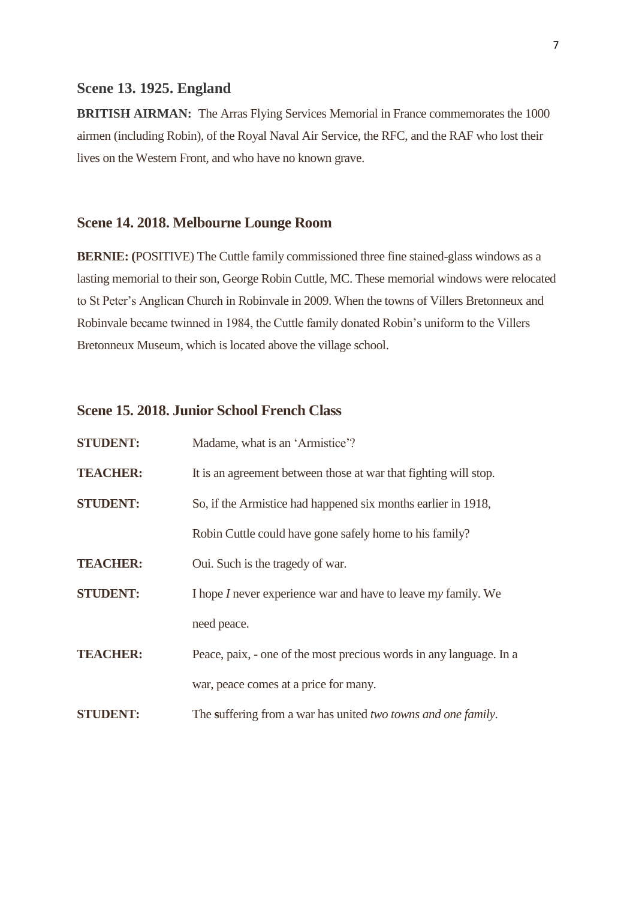### Scene 13. 1925. England

**BRITISH AIRMAN:** The Arras Flying Services Memorial in France commemorates the 1000 airmen (including Robin), of the Royal Naval Air Service, the RFC, and the RAF who lost their lives on the Western Front, and who have no known grave.

### Scene 14. 2018. Melbourne Lounge Room

**BERNIE: (**POSITIVE) The Cuttle family commissioned three fine stained-glass windows as a lasting memorial to their son, George Robin Cuttle, MC. These memorial windows were relocated to St Peter's Anglican Church in Robinvale in 2009. When the towns of Villers Bretonneux and Robinvale became twinned in 1984, the Cuttle family donated Robin's uniform to the Villers Bretonneux Museum, which is located above the village school.

### Scene 15. 2018. Junior School French Class

**STUDENT:** Madame, what is an 'Armistice'?

**TEACHER:** It is an agreement between those at war that fighting will stop.

**STUDENT:** So, if the Armistice had happened six months earlier in 1918, Robin Cuttle could have gone safely home to his family?

**TEACHER:** Oui. Such is the tragedy of war.

**STUDENT:** I hope *I* never experience war and have to leave m*y* family. We need peace.

**TEACHER:** Peace, paix, - one of the most precious words in any language. In a war, peace comes at a price for many.

**STUDENT:** The suffering from a war has united *two towns and one family*.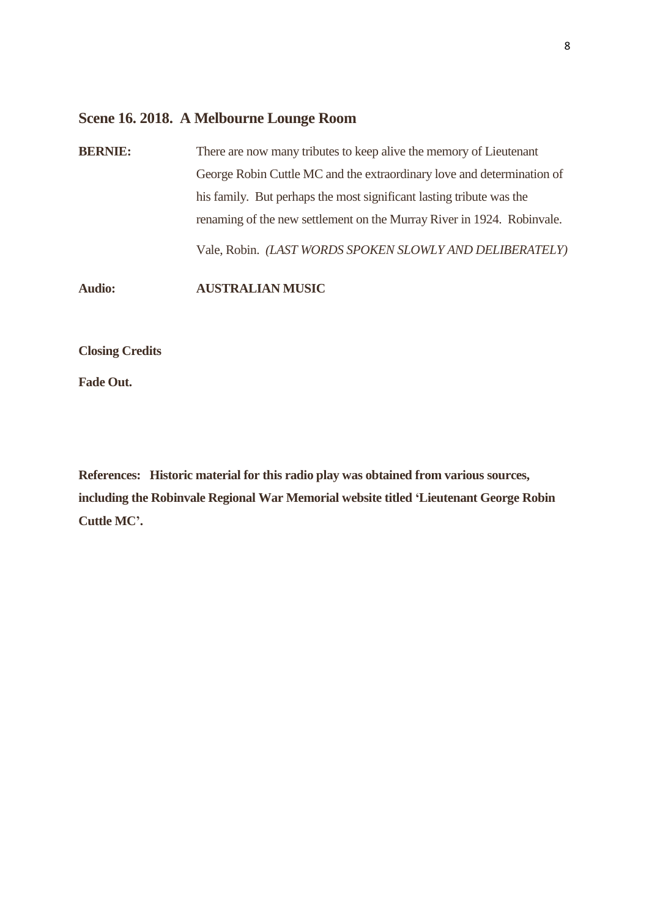## Scene 16. 2018. A Melbourne Lounge Room

**BERNIE:** There are now many tributes to keep alive the memory of Lieutenant George Robin Cuttle MC and the extraordinary love and determination of his family. But perhaps the most significant lasting tribute was the renaming of the new settlement on the Murray River in 1924. Robinvale.

Vale, Robin. *(LAST WORDS SPOKEN SLOWLY AND DELIBERATELY)*

**Audio:** **AUSTRALIAN MUSIC**

**Closing Credits**

**Fade Out.**

**References: Historic material for this radio play was obtained from various sources, including the Robinvale Regional War Memorial website titled 'Lieutenant George Robin Cuttle MC'.**